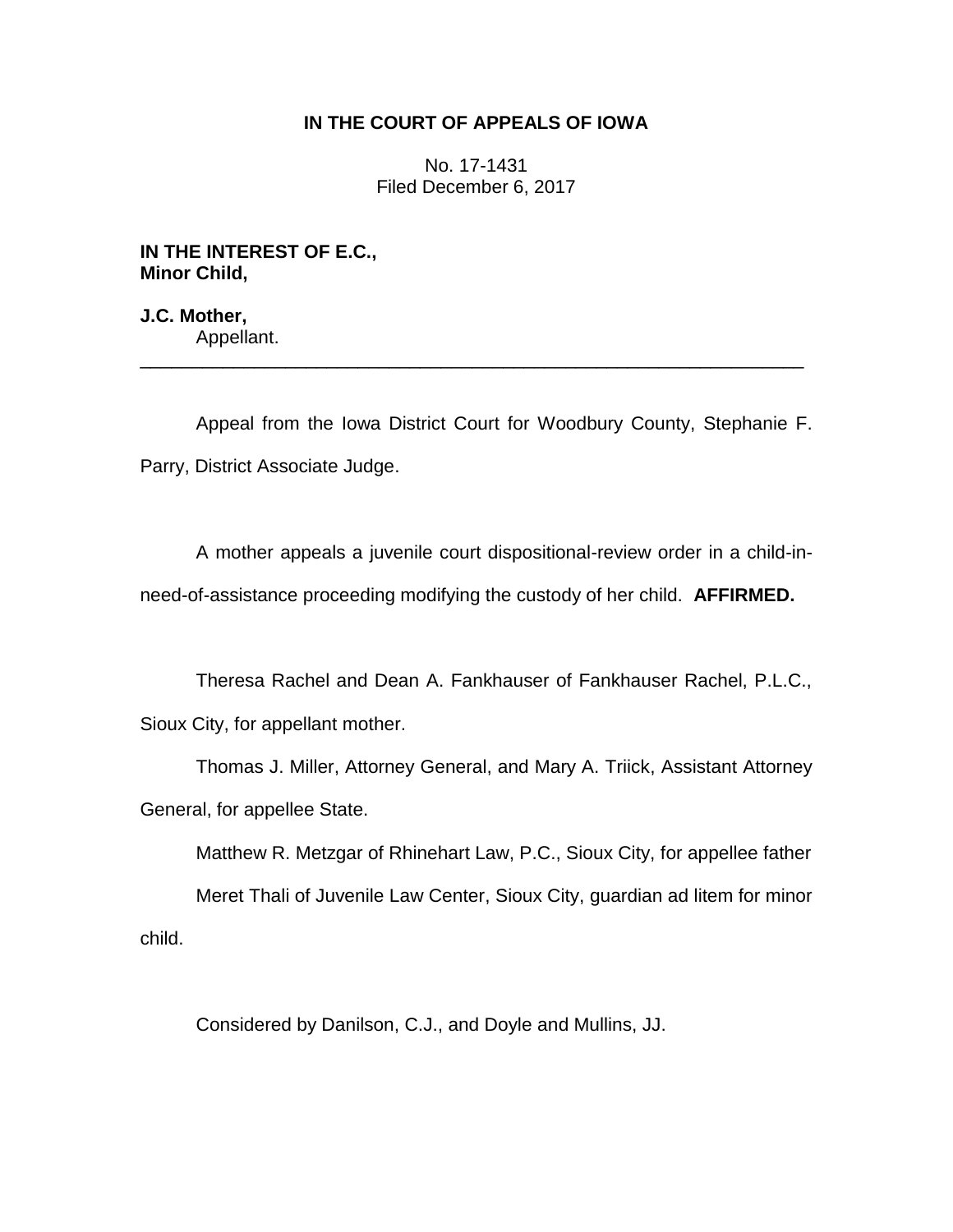**IN THE COURT OF APPEALS OF IOWA**

No. 17-1431
Filed December 6, 2017

**IN THE INTEREST OF E.C.,**
**Minor Child,**

**J.C. Mother,**
Appellant.

---

Appeal from the Iowa District Court for Woodbury County, Stephanie F. Parry, District Associate Judge.

A mother appeals a juvenile court dispositional-review order in a child-in-need-of-assistance proceeding modifying the custody of her child. **AFFIRMED.**

Theresa Rachel and Dean A. Fankhauser of Fankhauser Rachel, P.L.C., Sioux City, for appellant mother.

Thomas J. Miller, Attorney General, and Mary A. Triick, Assistant Attorney General, for appellee State.

Matthew R. Metzgar of Rhinehart Law, P.C., Sioux City, for appellee father

Meret Thali of Juvenile Law Center, Sioux City, guardian ad litem for minor child.

Considered by Danilson, C.J., and Doyle and Mullins, JJ.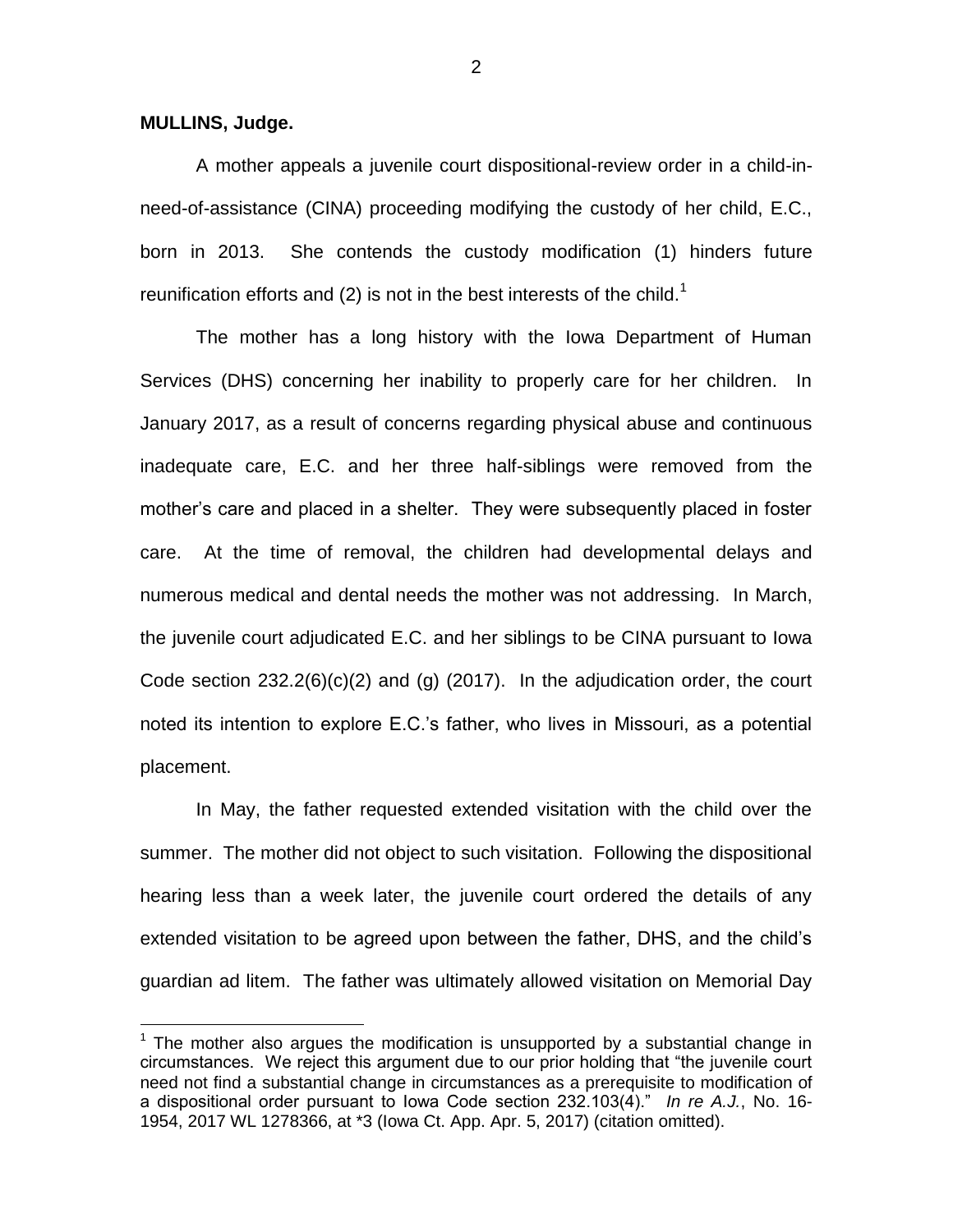**MULLINS, Judge.**

A mother appeals a juvenile court dispositional-review order in a child-in-need-of-assistance (CINA) proceeding modifying the custody of her child, E.C., born in 2013. She contends the custody modification (1) hinders future reunification efforts and (2) is not in the best interests of the child.[1]

The mother has a long history with the Iowa Department of Human Services (DHS) concerning her inability to properly care for her children. In January 2017, as a result of concerns regarding physical abuse and continuous inadequate care, E.C. and her three half-siblings were removed from the mother's care and placed in a shelter. They were subsequently placed in foster care. At the time of removal, the children had developmental delays and numerous medical and dental needs the mother was not addressing. In March, the juvenile court adjudicated E.C. and her siblings to be CINA pursuant to Iowa Code section 232.2(6)(c)(2) and (g) (2017). In the adjudication order, the court noted its intention to explore E.C.'s father, who lives in Missouri, as a potential placement.

In May, the father requested extended visitation with the child over the summer. The mother did not object to such visitation. Following the dispositional hearing less than a week later, the juvenile court ordered the details of any extended visitation to be agreed upon between the father, DHS, and the child's guardian ad litem. The father was ultimately allowed visitation on Memorial Day

[1] The mother also argues the modification is unsupported by a substantial change in circumstances. We reject this argument due to our prior holding that "the juvenile court need not find a substantial change in circumstances as a prerequisite to modification of a dispositional order pursuant to Iowa Code section 232.103(4)." *In re A.J.*, No. 16-1954, 2017 WL 1278366, at *3 (Iowa Ct. App. Apr. 5, 2017) (citation omitted).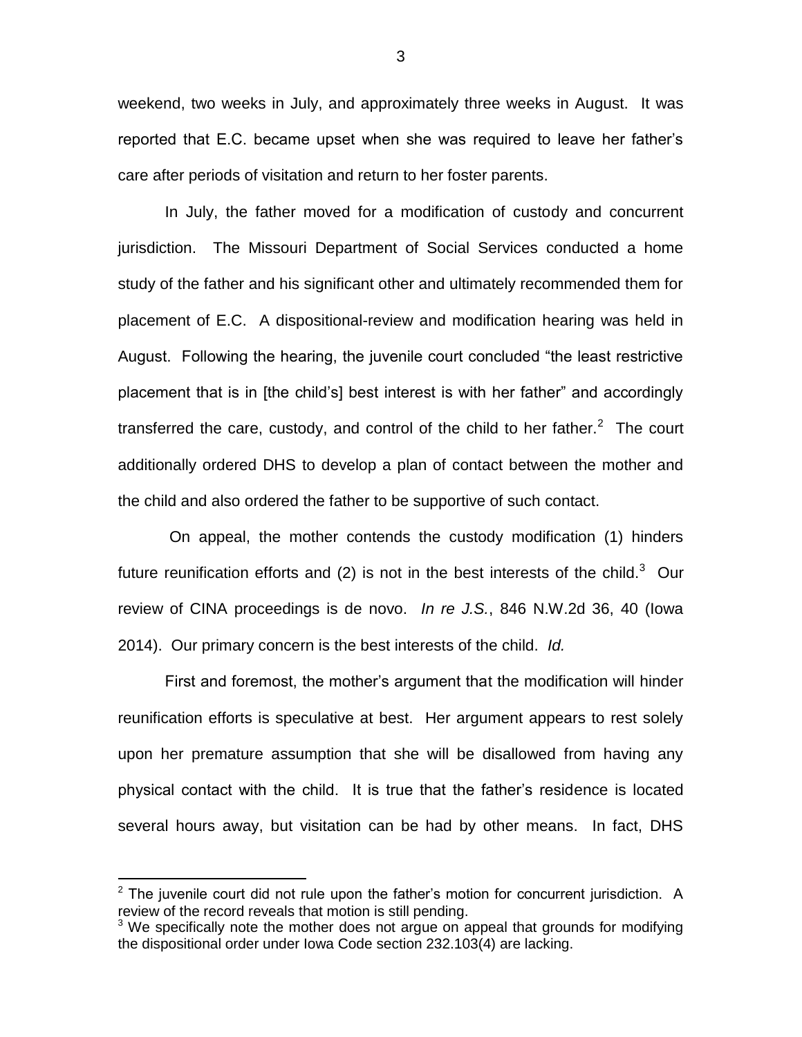weekend, two weeks in July, and approximately three weeks in August. It was reported that E.C. became upset when she was required to leave her father's care after periods of visitation and return to her foster parents.

In July, the father moved for a modification of custody and concurrent jurisdiction. The Missouri Department of Social Services conducted a home study of the father and his significant other and ultimately recommended them for placement of E.C. A dispositional-review and modification hearing was held in August. Following the hearing, the juvenile court concluded "the least restrictive placement that is in [the child's] best interest is with her father" and accordingly transferred the care, custody, and control of the child to her father.[2] The court additionally ordered DHS to develop a plan of contact between the mother and the child and also ordered the father to be supportive of such contact.

On appeal, the mother contends the custody modification (1) hinders future reunification efforts and (2) is not in the best interests of the child.[3] Our review of CINA proceedings is de novo. *In re J.S.*, 846 N.W.2d 36, 40 (Iowa 2014). Our primary concern is the best interests of the child. *Id.*

First and foremost, the mother's argument that the modification will hinder reunification efforts is speculative at best. Her argument appears to rest solely upon her premature assumption that she will be disallowed from having any physical contact with the child. It is true that the father's residence is located several hours away, but visitation can be had by other means. In fact, DHS

---

[2] The juvenile court did not rule upon the father's motion for concurrent jurisdiction. A review of the record reveals that motion is still pending.

[3] We specifically note the mother does not argue on appeal that grounds for modifying the dispositional order under Iowa Code section 232.103(4) are lacking.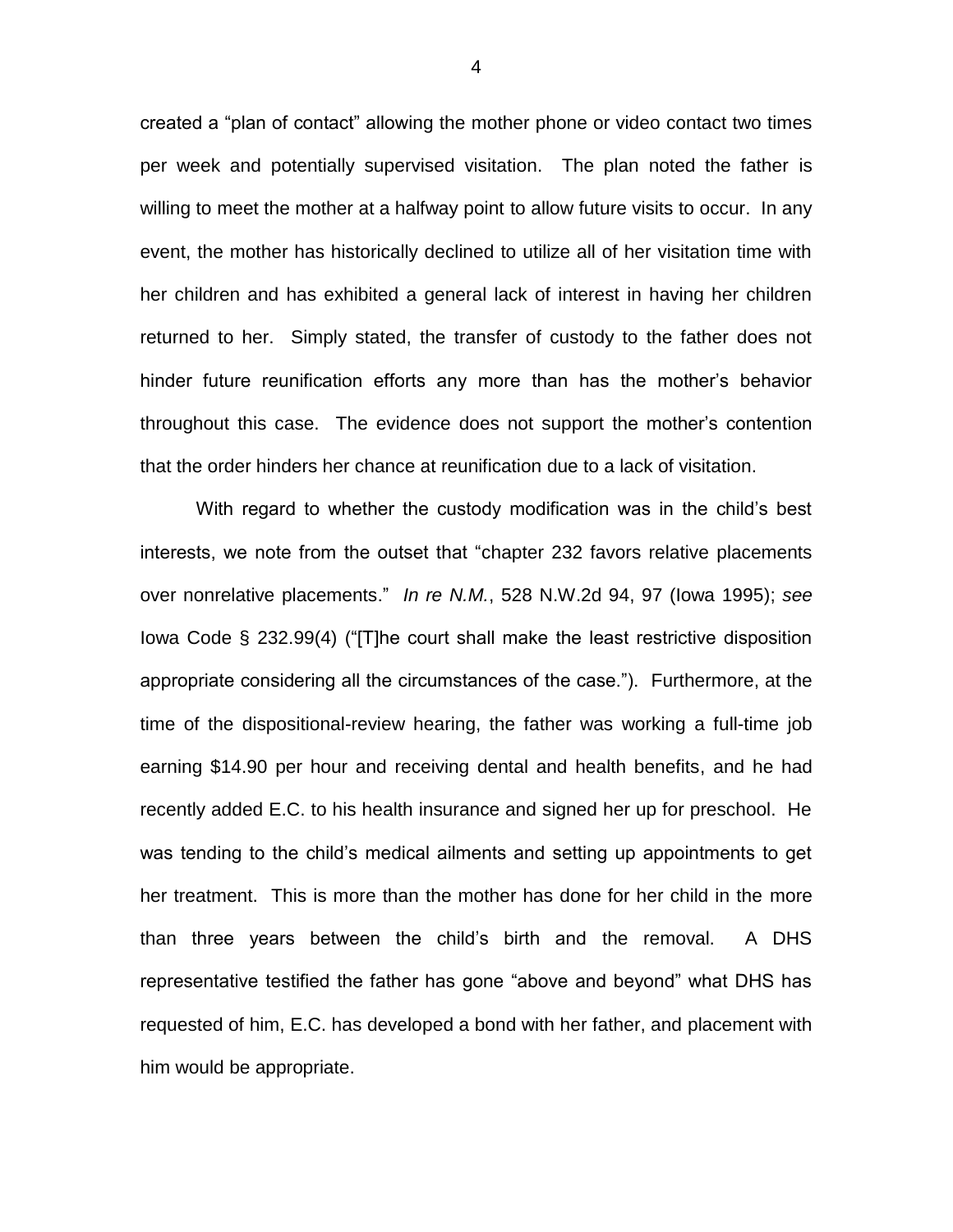created a "plan of contact" allowing the mother phone or video contact two times per week and potentially supervised visitation. The plan noted the father is willing to meet the mother at a halfway point to allow future visits to occur. In any event, the mother has historically declined to utilize all of her visitation time with her children and has exhibited a general lack of interest in having her children returned to her. Simply stated, the transfer of custody to the father does not hinder future reunification efforts any more than has the mother's behavior throughout this case. The evidence does not support the mother's contention that the order hinders her chance at reunification due to a lack of visitation.

With regard to whether the custody modification was in the child's best interests, we note from the outset that "chapter 232 favors relative placements over nonrelative placements." *In re N.M.*, 528 N.W.2d 94, 97 (Iowa 1995); *see* Iowa Code § 232.99(4) ("[T]he court shall make the least restrictive disposition appropriate considering all the circumstances of the case."). Furthermore, at the time of the dispositional-review hearing, the father was working a full-time job earning $14.90 per hour and receiving dental and health benefits, and he had recently added E.C. to his health insurance and signed her up for preschool. He was tending to the child's medical ailments and setting up appointments to get her treatment. This is more than the mother has done for her child in the more than three years between the child's birth and the removal. A DHS representative testified the father has gone "above and beyond" what DHS has requested of him, E.C. has developed a bond with her father, and placement with him would be appropriate.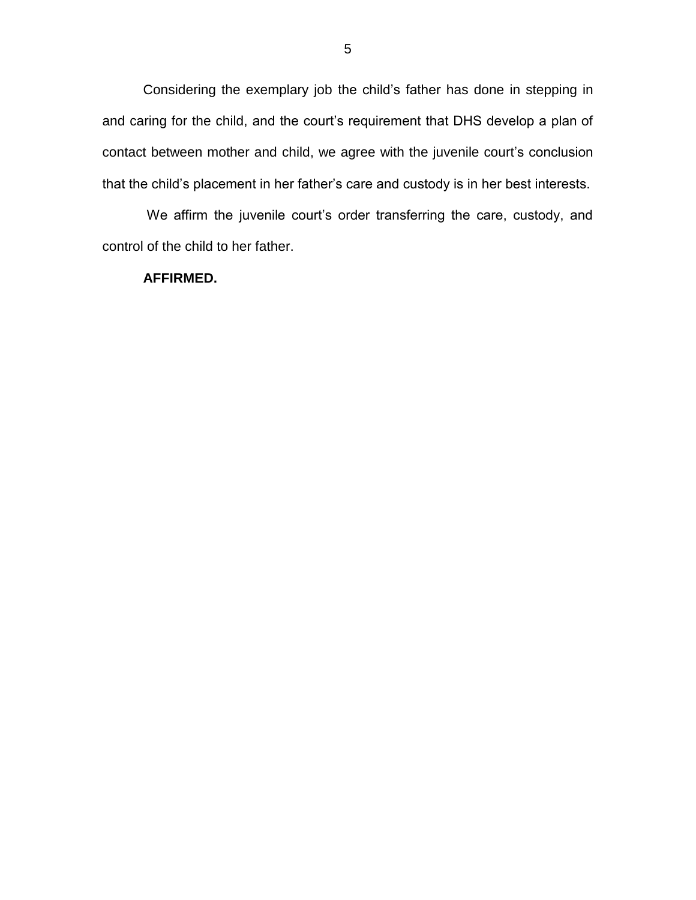Considering the exemplary job the child's father has done in stepping in and caring for the child, and the court's requirement that DHS develop a plan of contact between mother and child, we agree with the juvenile court's conclusion that the child's placement in her father's care and custody is in her best interests.

We affirm the juvenile court's order transferring the care, custody, and control of the child to her father.

**AFFIRMED.**